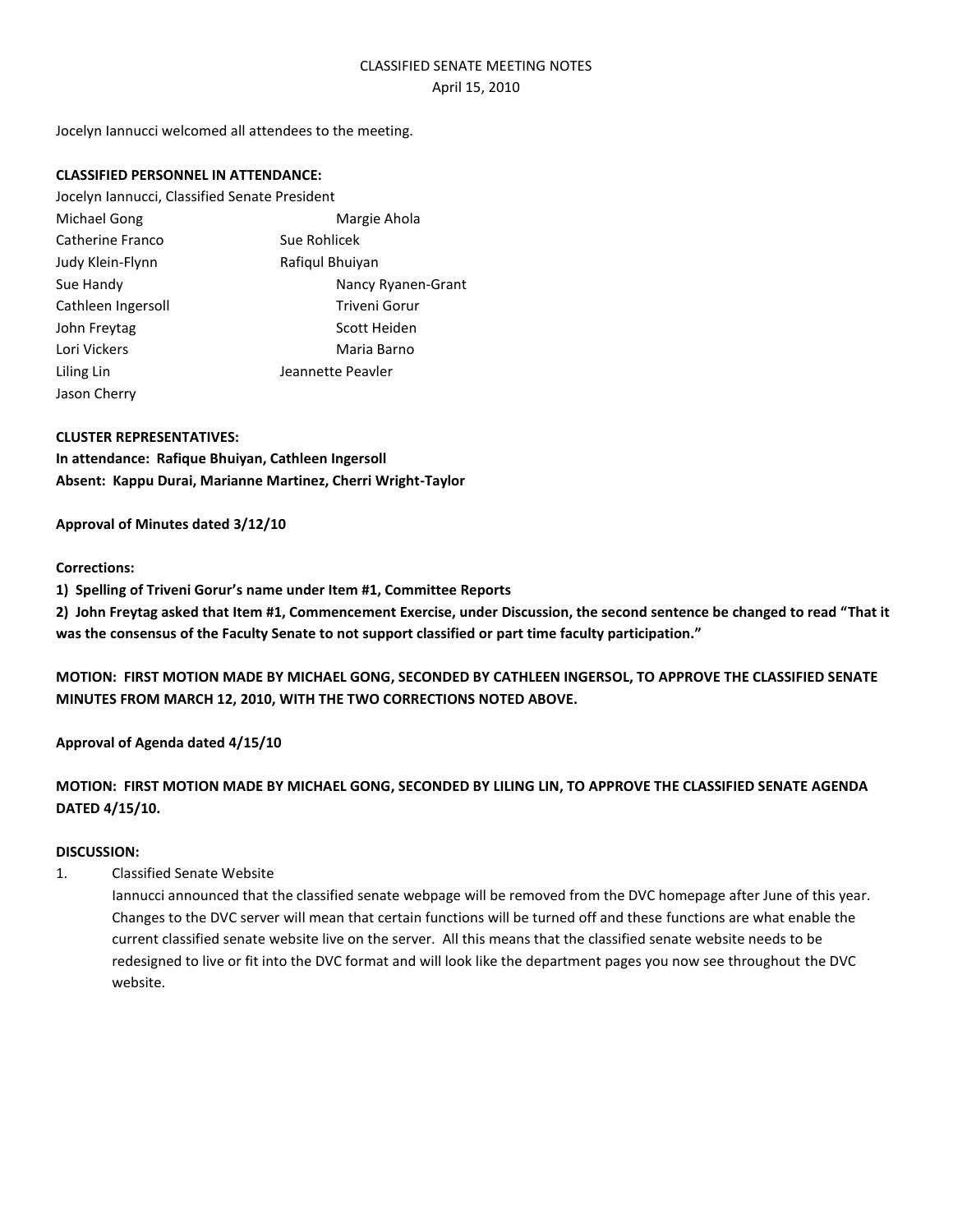CLASSIFIED SENATE MEETING NOTES
April 15, 2010

Jocelyn Iannucci welcomed all attendees to the meeting.

**CLASSIFIED PERSONNEL IN ATTENDANCE:**

Jocelyn Iannucci, Classified Senate President

| | |
|---|---|
| Michael Gong | Margie Ahola |
| Catherine Franco | Sue Rohlicek |
| Judy Klein-Flynn | Rafiqul Bhuiyan |
| Sue Handy | Nancy Ryanen-Grant |
| Cathleen Ingersoll | Triveni Gorur |
| John Freytag | Scott Heiden |
| Lori Vickers | Maria Barno |
| Liling Lin | Jeannette Peavler |
| Jason Cherry | |

**CLUSTER REPRESENTATIVES:**
**In attendance: Rafique Bhuiyan, Cathleen Ingersoll**
**Absent: Kappu Durai, Marianne Martinez, Cherri Wright-Taylor**

**Approval of Minutes dated 3/12/10**

**Corrections:**

**1) Spelling of Triveni Gorur's name under Item #1, Committee Reports**

**2) John Freytag asked that Item #1, Commencement Exercise, under Discussion, the second sentence be changed to read "That it was the consensus of the Faculty Senate to not support classified or part time faculty participation."**

**MOTION: FIRST MOTION MADE BY MICHAEL GONG, SECONDED BY CATHLEEN INGERSOL, TO APPROVE THE CLASSIFIED SENATE MINUTES FROM MARCH 12, 2010, WITH THE TWO CORRECTIONS NOTED ABOVE.**

**Approval of Agenda dated 4/15/10**

**MOTION: FIRST MOTION MADE BY MICHAEL GONG, SECONDED BY LILING LIN, TO APPROVE THE CLASSIFIED SENATE AGENDA DATED 4/15/10.**

**DISCUSSION:**

1. Classified Senate Website
   Iannucci announced that the classified senate webpage will be removed from the DVC homepage after June of this year. Changes to the DVC server will mean that certain functions will be turned off and these functions are what enable the current classified senate website live on the server. All this means that the classified senate website needs to be redesigned to live or fit into the DVC format and will look like the department pages you now see throughout the DVC website.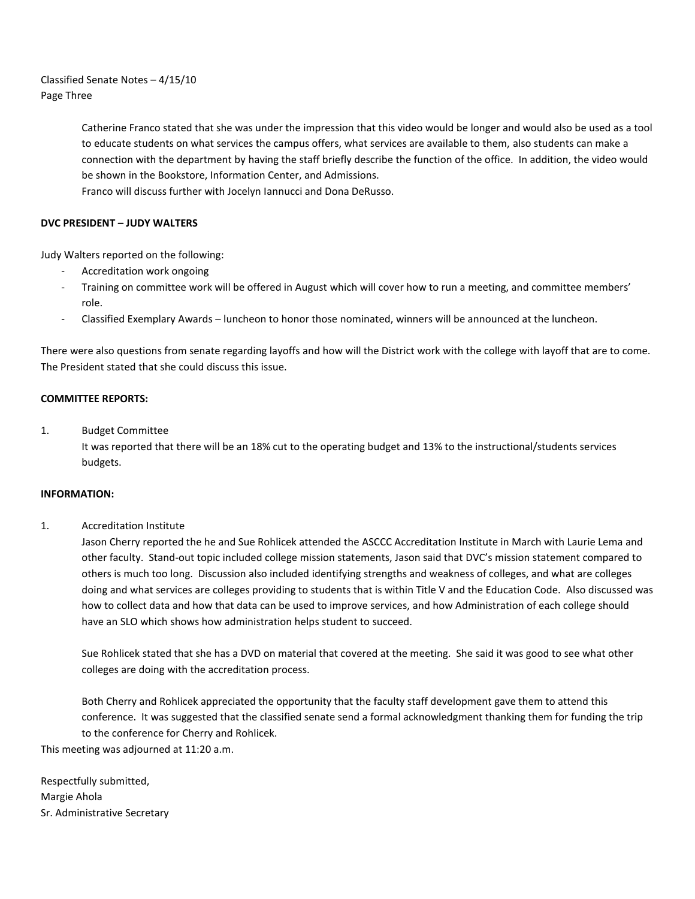Classified Senate Notes – 4/15/10
Page Three

Catherine Franco stated that she was under the impression that this video would be longer and would also be used as a tool to educate students on what services the campus offers, what services are available to them, also students can make a connection with the department by having the staff briefly describe the function of the office. In addition, the video would be shown in the Bookstore, Information Center, and Admissions.
Franco will discuss further with Jocelyn Iannucci and Dona DeRusso.

**DVC PRESIDENT – JUDY WALTERS**

Judy Walters reported on the following:

- Accreditation work ongoing
- Training on committee work will be offered in August which will cover how to run a meeting, and committee members' role.
- Classified Exemplary Awards – luncheon to honor those nominated, winners will be announced at the luncheon.

There were also questions from senate regarding layoffs and how will the District work with the college with layoff that are to come. The President stated that she could discuss this issue.

**COMMITTEE REPORTS:**

1. Budget Committee
   It was reported that there will be an 18% cut to the operating budget and 13% to the instructional/students services budgets.

**INFORMATION:**

1. Accreditation Institute
   Jason Cherry reported the he and Sue Rohlicek attended the ASCCC Accreditation Institute in March with Laurie Lema and other faculty. Stand-out topic included college mission statements, Jason said that DVC's mission statement compared to others is much too long. Discussion also included identifying strengths and weakness of colleges, and what are colleges doing and what services are colleges providing to students that is within Title V and the Education Code. Also discussed was how to collect data and how that data can be used to improve services, and how Administration of each college should have an SLO which shows how administration helps student to succeed.

   Sue Rohlicek stated that she has a DVD on material that covered at the meeting. She said it was good to see what other colleges are doing with the accreditation process.

   Both Cherry and Rohlicek appreciated the opportunity that the faculty staff development gave them to attend this conference. It was suggested that the classified senate send a formal acknowledgment thanking them for funding the trip to the conference for Cherry and Rohlicek.

This meeting was adjourned at 11:20 a.m.

Respectfully submitted,
Margie Ahola
Sr. Administrative Secretary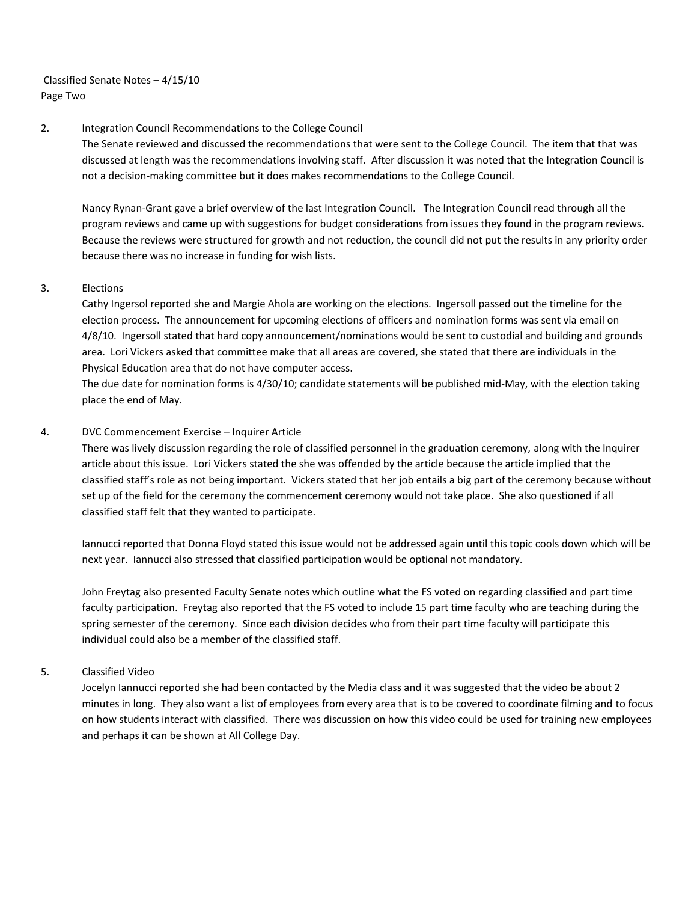Classified Senate Notes – 4/15/10
Page Two

2. Integration Council Recommendations to the College Council

The Senate reviewed and discussed the recommendations that were sent to the College Council. The item that that was discussed at length was the recommendations involving staff. After discussion it was noted that the Integration Council is not a decision-making committee but it does makes recommendations to the College Council.

Nancy Rynan-Grant gave a brief overview of the last Integration Council. The Integration Council read through all the program reviews and came up with suggestions for budget considerations from issues they found in the program reviews. Because the reviews were structured for growth and not reduction, the council did not put the results in any priority order because there was no increase in funding for wish lists.

3. Elections

Cathy Ingersol reported she and Margie Ahola are working on the elections. Ingersoll passed out the timeline for the election process. The announcement for upcoming elections of officers and nomination forms was sent via email on 4/8/10. Ingersoll stated that hard copy announcement/nominations would be sent to custodial and building and grounds area. Lori Vickers asked that committee make that all areas are covered, she stated that there are individuals in the Physical Education area that do not have computer access.

The due date for nomination forms is 4/30/10; candidate statements will be published mid-May, with the election taking place the end of May.

4. DVC Commencement Exercise – Inquirer Article

There was lively discussion regarding the role of classified personnel in the graduation ceremony, along with the Inquirer article about this issue. Lori Vickers stated the she was offended by the article because the article implied that the classified staff's role as not being important. Vickers stated that her job entails a big part of the ceremony because without set up of the field for the ceremony the commencement ceremony would not take place. She also questioned if all classified staff felt that they wanted to participate.

Iannucci reported that Donna Floyd stated this issue would not be addressed again until this topic cools down which will be next year. Iannucci also stressed that classified participation would be optional not mandatory.

John Freytag also presented Faculty Senate notes which outline what the FS voted on regarding classified and part time faculty participation. Freytag also reported that the FS voted to include 15 part time faculty who are teaching during the spring semester of the ceremony. Since each division decides who from their part time faculty will participate this individual could also be a member of the classified staff.

5. Classified Video

Jocelyn Iannucci reported she had been contacted by the Media class and it was suggested that the video be about 2 minutes in long. They also want a list of employees from every area that is to be covered to coordinate filming and to focus on how students interact with classified. There was discussion on how this video could be used for training new employees and perhaps it can be shown at All College Day.